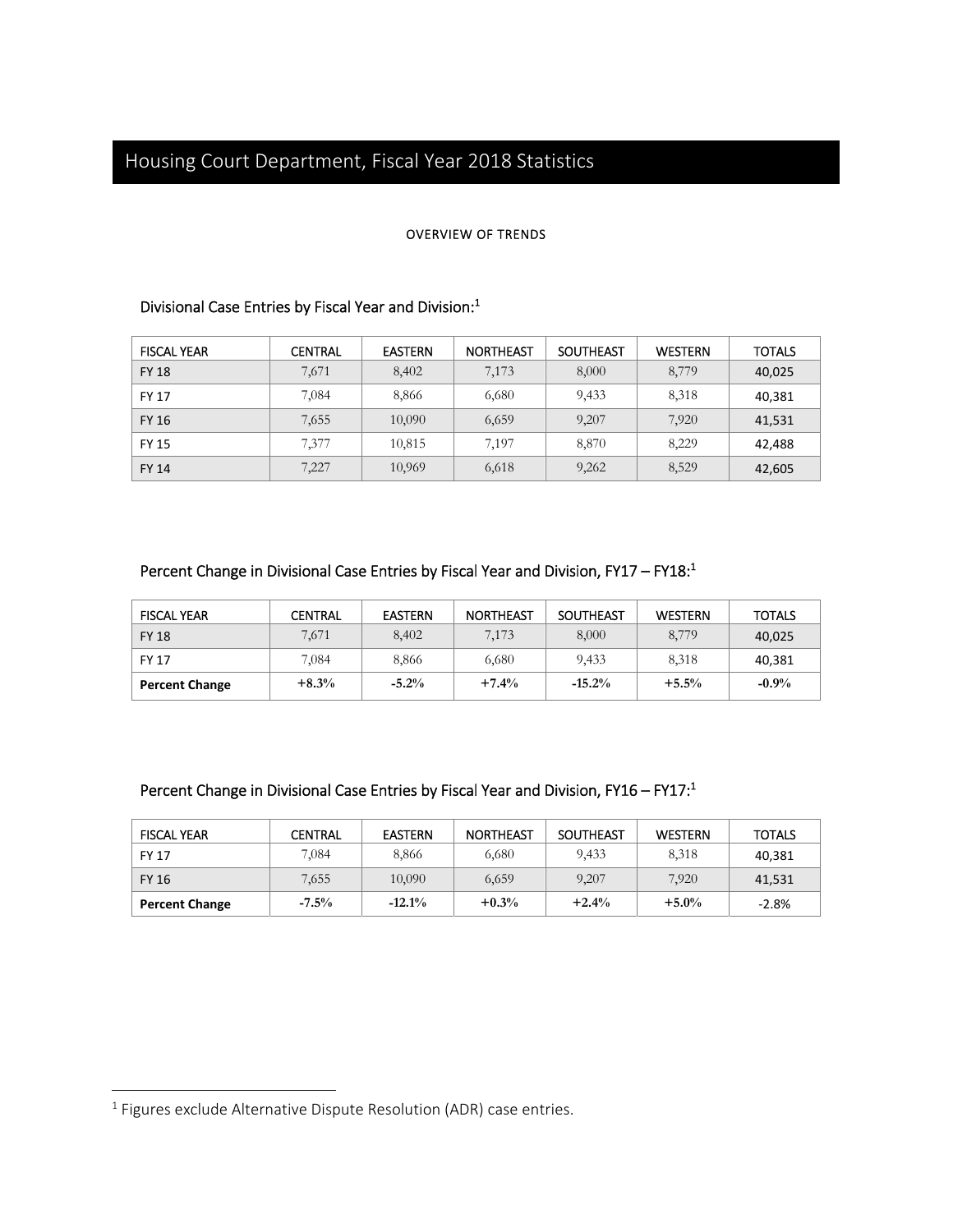# Housing Court Department, Fiscal Year 2018 Statistics

OVERVIEW OF TRENDS

### Divisional Case Entries by Fiscal Year and Division:[1]

| FISCAL YEAR | CENTRAL | EASTERN | NORTHEAST | SOUTHEAST | WESTERN | TOTALS |
|---|---|---|---|---|---|---|
| FY 18 | 7,671 | 8,402 | 7,173 | 8,000 | 8,779 | 40,025 |
| FY 17 | 7,084 | 8,866 | 6,680 | 9,433 | 8,318 | 40,381 |
| FY 16 | 7,655 | 10,090 | 6,659 | 9,207 | 7,920 | 41,531 |
| FY 15 | 7,377 | 10,815 | 7,197 | 8,870 | 8,229 | 42,488 |
| FY 14 | 7,227 | 10,969 | 6,618 | 9,262 | 8,529 | 42,605 |

### Percent Change in Divisional Case Entries by Fiscal Year and Division, FY17 – FY18:[1]

| FISCAL YEAR | CENTRAL | EASTERN | NORTHEAST | SOUTHEAST | WESTERN | TOTALS |
|---|---|---|---|---|---|---|
| FY 18 | 7,671 | 8,402 | 7,173 | 8,000 | 8,779 | 40,025 |
| FY 17 | 7,084 | 8,866 | 6,680 | 9,433 | 8,318 | 40,381 |
| **Percent Change** | **+8.3%** | **-5.2%** | **+7.4%** | **-15.2%** | **+5.5%** | **-0.9%** |

### Percent Change in Divisional Case Entries by Fiscal Year and Division, FY16 – FY17:[1]

| FISCAL YEAR | CENTRAL | EASTERN | NORTHEAST | SOUTHEAST | WESTERN | TOTALS |
|---|---|---|---|---|---|---|
| FY 17 | 7,084 | 8,866 | 6,680 | 9,433 | 8,318 | 40,381 |
| FY 16 | 7,655 | 10,090 | 6,659 | 9,207 | 7,920 | 41,531 |
| **Percent Change** | **-7.5%** | **-12.1%** | **+0.3%** | **+2.4%** | **+5.0%** | -2.8% |

[1] Figures exclude Alternative Dispute Resolution (ADR) case entries.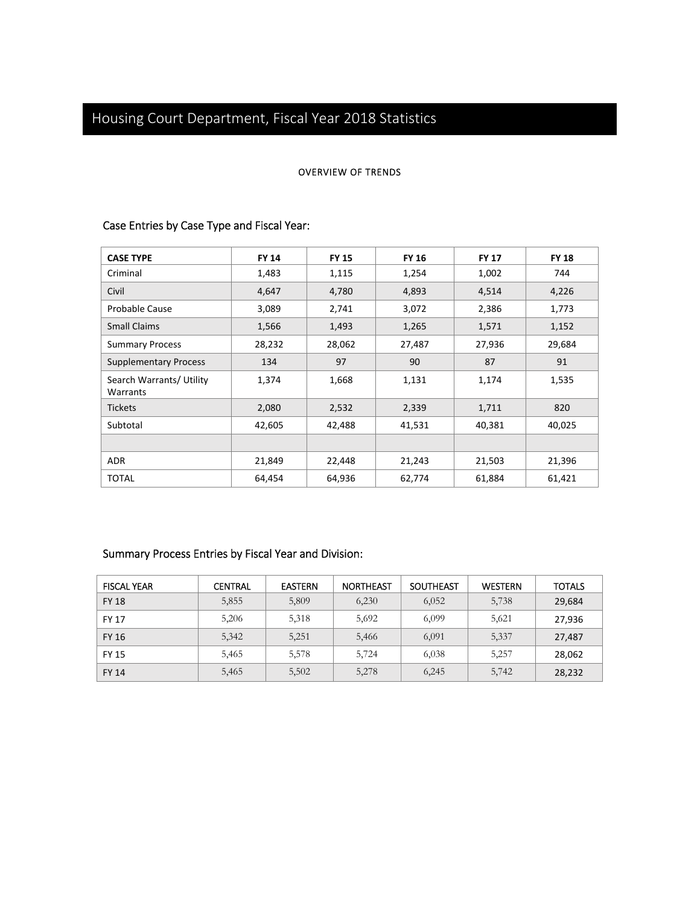# Housing Court Department, Fiscal Year 2018 Statistics

OVERVIEW OF TRENDS

## Case Entries by Case Type and Fiscal Year:

| CASE TYPE | FY 14 | FY 15 | FY 16 | FY 17 | FY 18 |
|---|---|---|---|---|---|
| Criminal | 1,483 | 1,115 | 1,254 | 1,002 | 744 |
| Civil | 4,647 | 4,780 | 4,893 | 4,514 | 4,226 |
| Probable Cause | 3,089 | 2,741 | 3,072 | 2,386 | 1,773 |
| Small Claims | 1,566 | 1,493 | 1,265 | 1,571 | 1,152 |
| Summary Process | 28,232 | 28,062 | 27,487 | 27,936 | 29,684 |
| Supplementary Process | 134 | 97 | 90 | 87 | 91 |
| Search Warrants/ Utility Warrants | 1,374 | 1,668 | 1,131 | 1,174 | 1,535 |
| Tickets | 2,080 | 2,532 | 2,339 | 1,711 | 820 |
| Subtotal | 42,605 | 42,488 | 41,531 | 40,381 | 40,025 |
| | | | | | |
| ADR | 21,849 | 22,448 | 21,243 | 21,503 | 21,396 |
| TOTAL | 64,454 | 64,936 | 62,774 | 61,884 | 61,421 |

## Summary Process Entries by Fiscal Year and Division:

| FISCAL YEAR | CENTRAL | EASTERN | NORTHEAST | SOUTHEAST | WESTERN | TOTALS |
|---|---|---|---|---|---|---|
| FY 18 | 5,855 | 5,809 | 6,230 | 6,052 | 5,738 | 29,684 |
| FY 17 | 5,206 | 5,318 | 5,692 | 6,099 | 5,621 | 27,936 |
| FY 16 | 5,342 | 5,251 | 5,466 | 6,091 | 5,337 | 27,487 |
| FY 15 | 5,465 | 5,578 | 5,724 | 6,038 | 5,257 | 28,062 |
| FY 14 | 5,465 | 5,502 | 5,278 | 6,245 | 5,742 | 28,232 |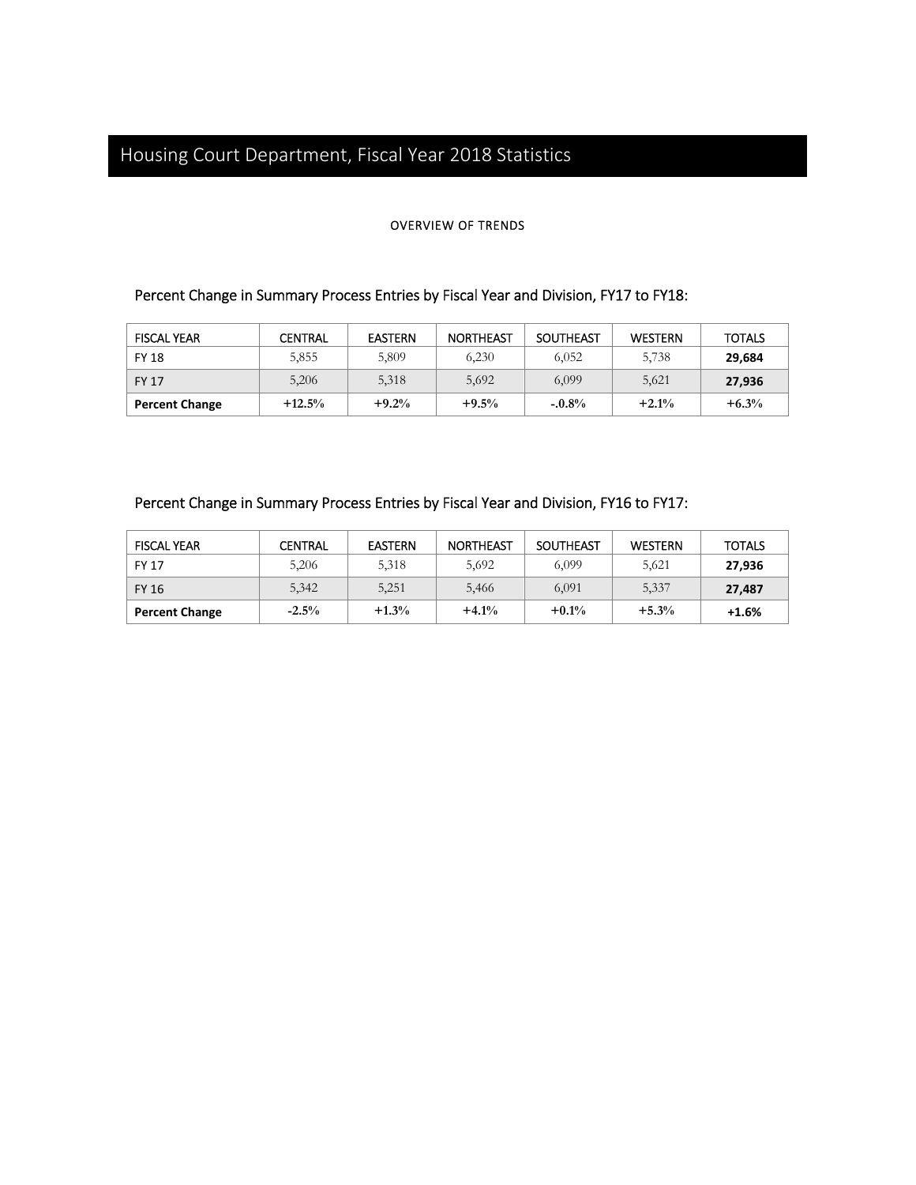# Housing Court Department, Fiscal Year 2018 Statistics

OVERVIEW OF TRENDS

## Percent Change in Summary Process Entries by Fiscal Year and Division, FY17 to FY18:

| FISCAL YEAR | CENTRAL | EASTERN | NORTHEAST | SOUTHEAST | WESTERN | TOTALS |
|---|---|---|---|---|---|---|
| FY 18 | 5,855 | 5,809 | 6,230 | 6,052 | 5,738 | **29,684** |
| FY 17 | 5,206 | 5,318 | 5,692 | 6,099 | 5,621 | **27,936** |
| **Percent Change** | **+12.5%** | **+9.2%** | **+9.5%** | **-.0.8%** | **+2.1%** | **+6.3%** |

## Percent Change in Summary Process Entries by Fiscal Year and Division, FY16 to FY17:

| FISCAL YEAR | CENTRAL | EASTERN | NORTHEAST | SOUTHEAST | WESTERN | TOTALS |
|---|---|---|---|---|---|---|
| FY 17 | 5,206 | 5,318 | 5,692 | 6,099 | 5,621 | **27,936** |
| FY 16 | 5,342 | 5,251 | 5,466 | 6,091 | 5,337 | **27,487** |
| **Percent Change** | **-2.5%** | **+1.3%** | **+4.1%** | **+0.1%** | **+5.3%** | **+1.6%** |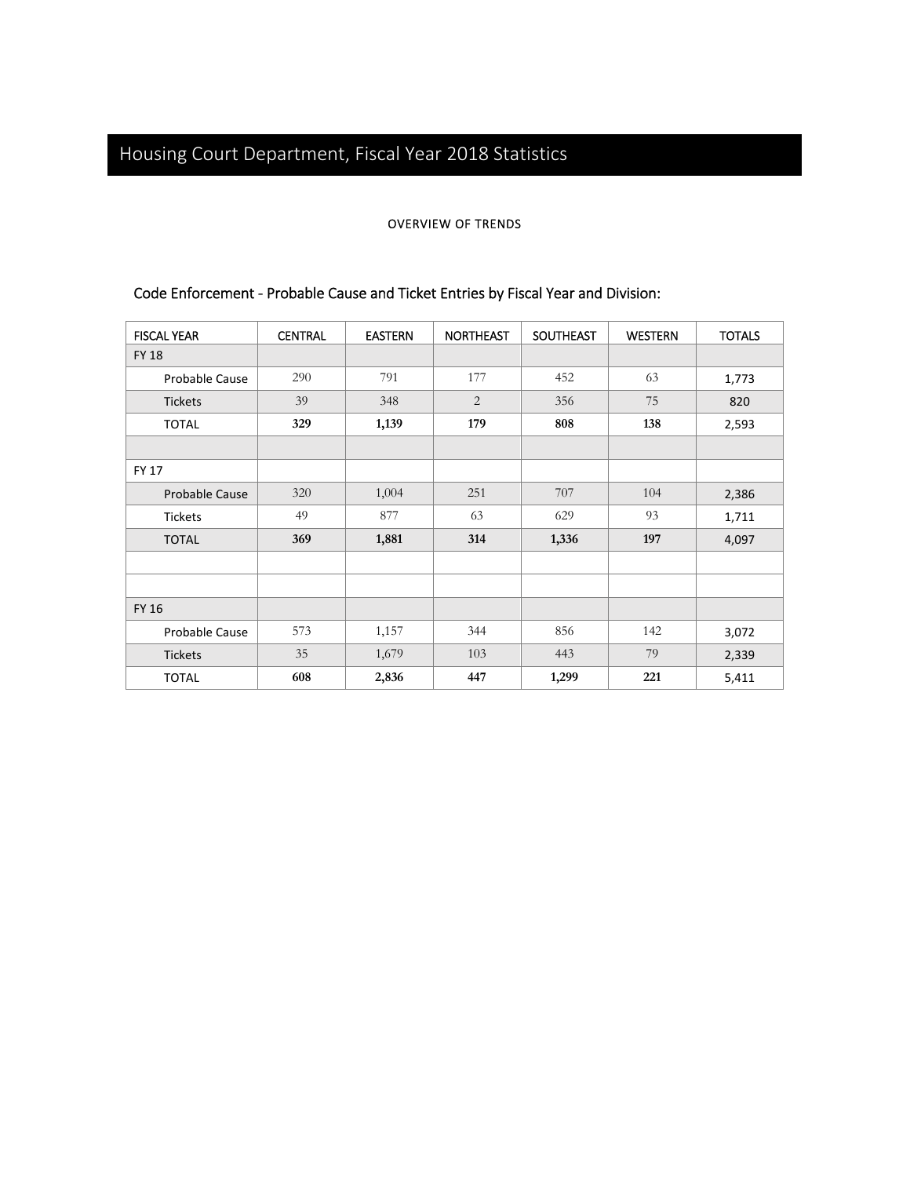# Housing Court Department, Fiscal Year 2018 Statistics

OVERVIEW OF TRENDS

## Code Enforcement - Probable Cause and Ticket Entries by Fiscal Year and Division:

| FISCAL YEAR | CENTRAL | EASTERN | NORTHEAST | SOUTHEAST | WESTERN | TOTALS |
|---|---|---|---|---|---|---|
| FY 18 | | | | | | |
| Probable Cause | 290 | 791 | 177 | 452 | 63 | 1,773 |
| Tickets | 39 | 348 | 2 | 356 | 75 | 820 |
| TOTAL | **329** | **1,139** | **179** | **808** | **138** | 2,593 |
| | | | | | | |
| FY 17 | | | | | | |
| Probable Cause | 320 | 1,004 | 251 | 707 | 104 | 2,386 |
| Tickets | 49 | 877 | 63 | 629 | 93 | 1,711 |
| TOTAL | **369** | **1,881** | **314** | **1,336** | **197** | 4,097 |
| | | | | | | |
| | | | | | | |
| FY 16 | | | | | | |
| Probable Cause | 573 | 1,157 | 344 | 856 | 142 | 3,072 |
| Tickets | 35 | 1,679 | 103 | 443 | 79 | 2,339 |
| TOTAL | **608** | **2,836** | **447** | **1,299** | **221** | 5,411 |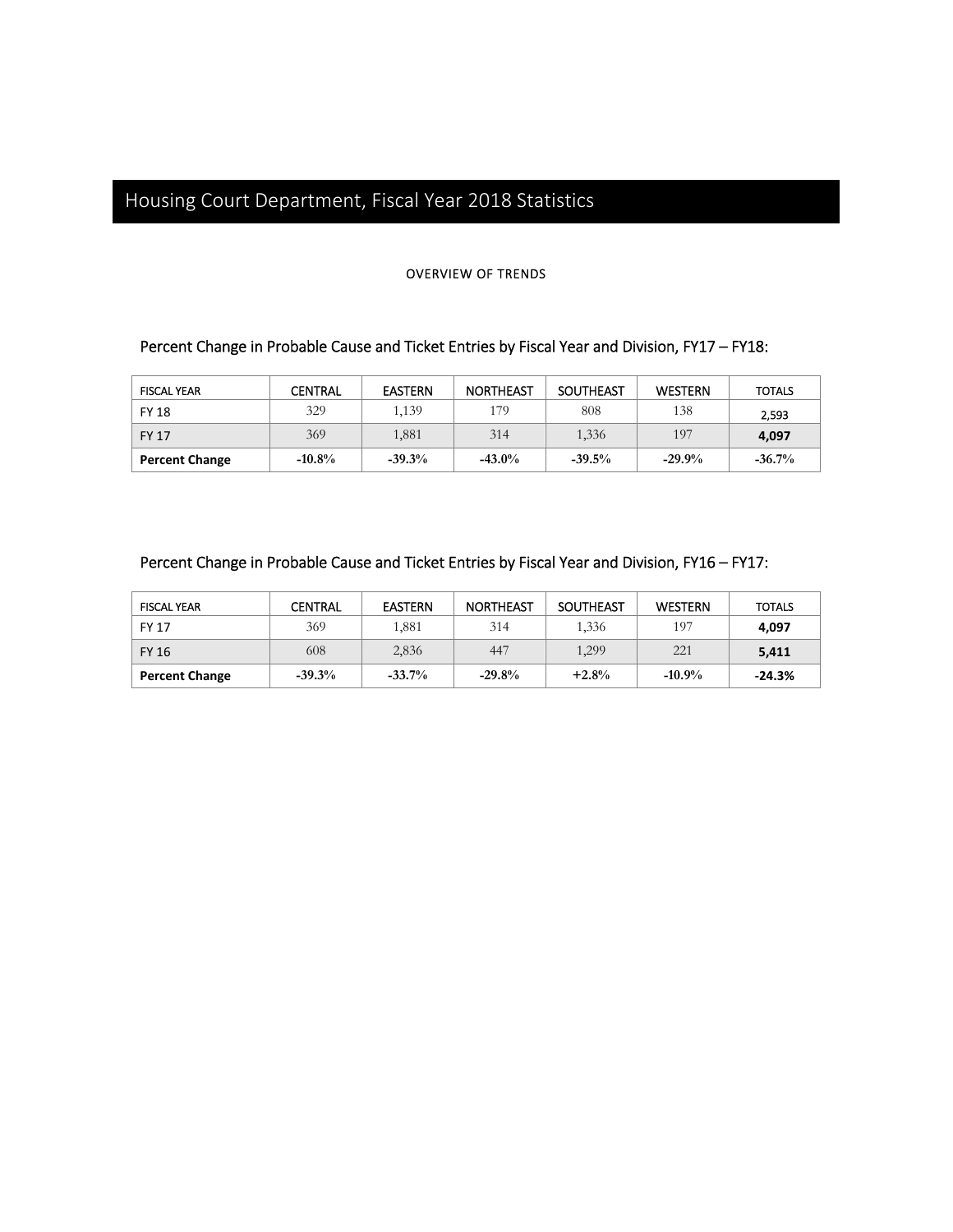# Housing Court Department, Fiscal Year 2018 Statistics

OVERVIEW OF TRENDS

## Percent Change in Probable Cause and Ticket Entries by Fiscal Year and Division, FY17 – FY18:

| FISCAL YEAR | CENTRAL | EASTERN | NORTHEAST | SOUTHEAST | WESTERN | TOTALS |
|---|---|---|---|---|---|---|
| FY 18 | 329 | 1,139 | 179 | 808 | 138 | 2,593 |
| FY 17 | 369 | 1,881 | 314 | 1,336 | 197 | **4,097** |
| **Percent Change** | **-10.8%** | **-39.3%** | **-43.0%** | **-39.5%** | **-29.9%** | **-36.7%** |

## Percent Change in Probable Cause and Ticket Entries by Fiscal Year and Division, FY16 – FY17:

| FISCAL YEAR | CENTRAL | EASTERN | NORTHEAST | SOUTHEAST | WESTERN | TOTALS |
|---|---|---|---|---|---|---|
| FY 17 | 369 | 1,881 | 314 | 1,336 | 197 | **4,097** |
| FY 16 | 608 | 2,836 | 447 | 1,299 | 221 | **5,411** |
| **Percent Change** | **-39.3%** | **-33.7%** | **-29.8%** | **+2.8%** | **-10.9%** | **-24.3%** |